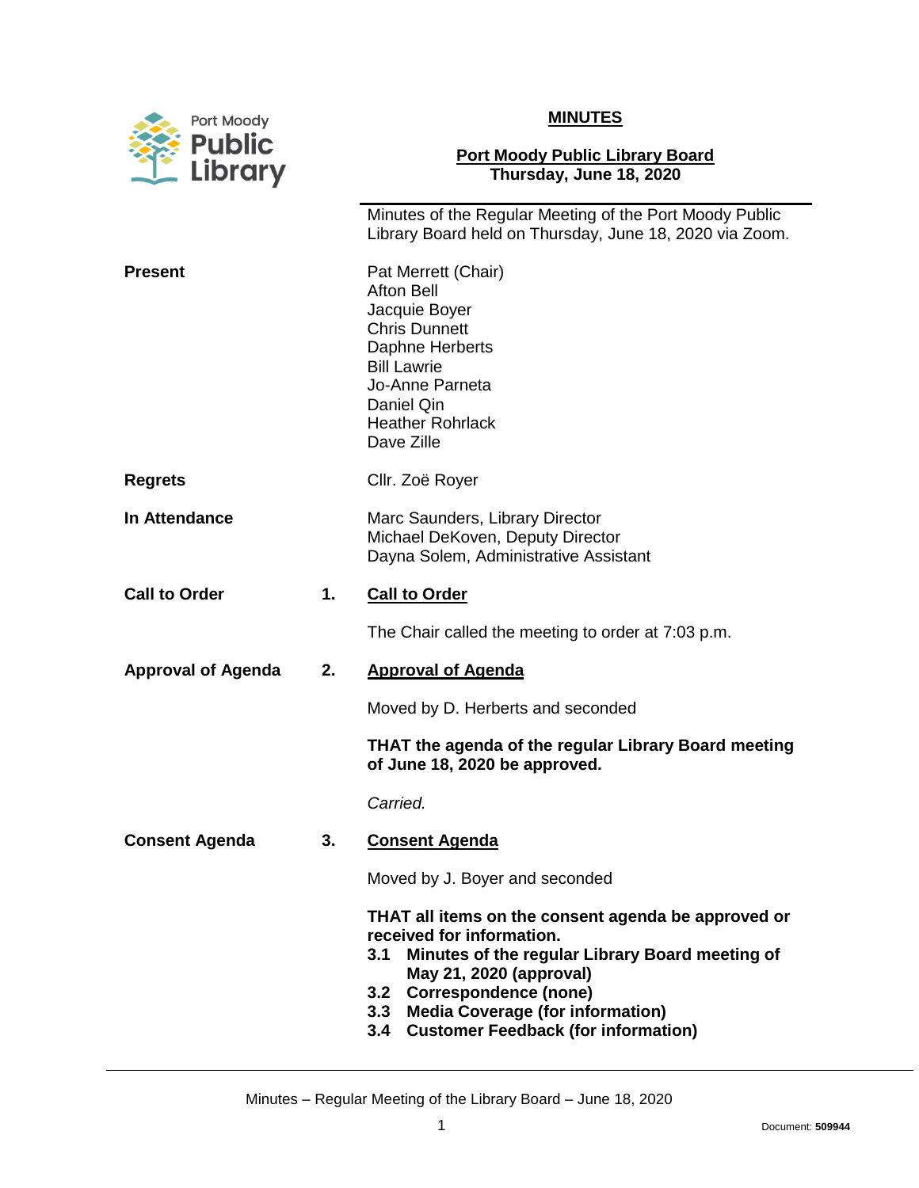Port Moody Public Library

**MINUTES**

**Port Moody Public Library Board**
**Thursday, June 18, 2020**

Minutes of the Regular Meeting of the Port Moody Public Library Board held on Thursday, June 18, 2020 via Zoom.

**Present**

Pat Merrett (Chair)
Afton Bell
Jacquie Boyer
Chris Dunnett
Daphne Herberts
Bill Lawrie
Jo-Anne Parneta
Daniel Qin
Heather Rohrlack
Dave Zille

**Regrets**

Cllr. Zoë Royer

**In Attendance**

Marc Saunders, Library Director
Michael DeKoven, Deputy Director
Dayna Solem, Administrative Assistant

**Call to Order**

**1. Call to Order**

The Chair called the meeting to order at 7:03 p.m.

**Approval of Agenda**

**2. Approval of Agenda**

Moved by D. Herberts and seconded

**THAT the agenda of the regular Library Board meeting of June 18, 2020 be approved.**

*Carried.*

**Consent Agenda**

**3. Consent Agenda**

Moved by J. Boyer and seconded

**THAT all items on the consent agenda be approved or received for information.**

- **3.1 Minutes of the regular Library Board meeting of May 21, 2020 (approval)**
- **3.2 Correspondence (none)**
- **3.3 Media Coverage (for information)**
- **3.4 Customer Feedback (for information)**

Document: **509944**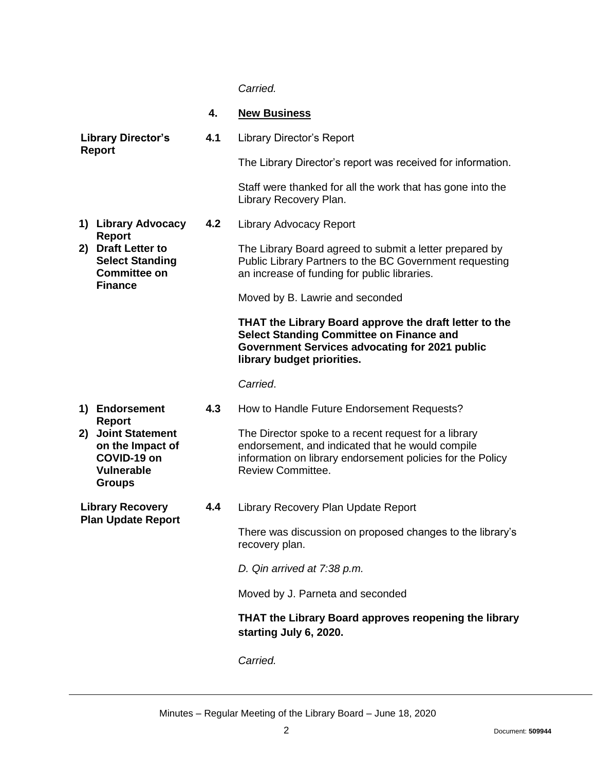*Carried.*

## 4. New Business

**Library Director's Report**

**4.1** Library Director's Report

The Library Director's report was received for information.

Staff were thanked for all the work that has gone into the Library Recovery Plan.

**1) Library Advocacy Report**
**2) Draft Letter to Select Standing Committee on Finance**

**4.2** Library Advocacy Report

The Library Board agreed to submit a letter prepared by Public Library Partners to the BC Government requesting an increase of funding for public libraries.

Moved by B. Lawrie and seconded

**THAT the Library Board approve the draft letter to the Select Standing Committee on Finance and Government Services advocating for 2021 public library budget priorities.**

*Carried*.

**1) Endorsement Report**
**2) Joint Statement on the Impact of COVID-19 on Vulnerable Groups**

**4.3** How to Handle Future Endorsement Requests?

The Director spoke to a recent request for a library endorsement, and indicated that he would compile information on library endorsement policies for the Policy Review Committee.

**Library Recovery Plan Update Report**

**4.4** Library Recovery Plan Update Report

There was discussion on proposed changes to the library's recovery plan.

*D. Qin arrived at 7:38 p.m.*

Moved by J. Parneta and seconded

**THAT the Library Board approves reopening the library starting July 6, 2020.**

*Carried.*

Minutes – Regular Meeting of the Library Board – June 18, 2020

Document: **509944**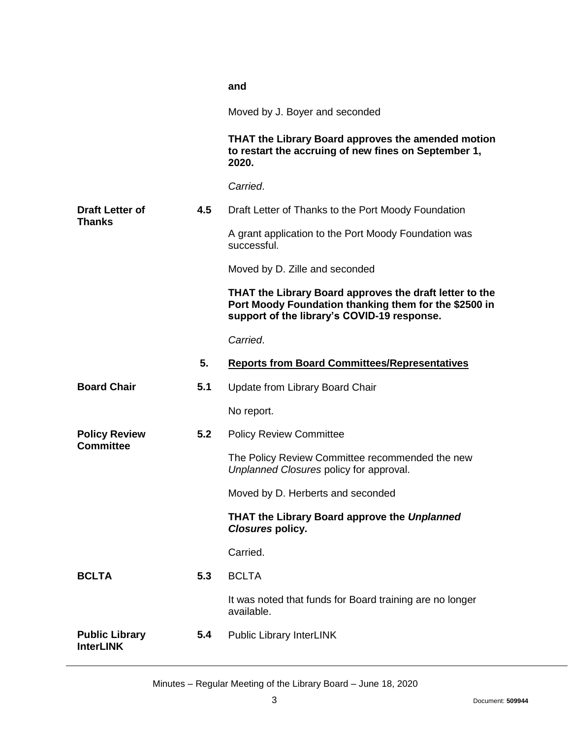**and**

Moved by J. Boyer and seconded

**THAT the Library Board approves the amended motion to restart the accruing of new fines on September 1, 2020.**

*Carried*.

**Draft Letter of Thanks**

**4.5** Draft Letter of Thanks to the Port Moody Foundation

A grant application to the Port Moody Foundation was successful.

Moved by D. Zille and seconded

**THAT the Library Board approves the draft letter to the Port Moody Foundation thanking them for the $2500 in support of the library's COVID-19 response.**

*Carried*.

## 5. Reports from Board Committees/Representatives

**Board Chair**

**5.1** Update from Library Board Chair

No report.

**Policy Review Committee**

**5.2** Policy Review Committee

The Policy Review Committee recommended the new *Unplanned Closures* policy for approval.

Moved by D. Herberts and seconded

**THAT the Library Board approve the *Unplanned Closures* policy.**

Carried.

**BCLTA**

**5.3** BCLTA

It was noted that funds for Board training are no longer available.

**Public Library InterLINK**

**5.4** Public Library InterLINK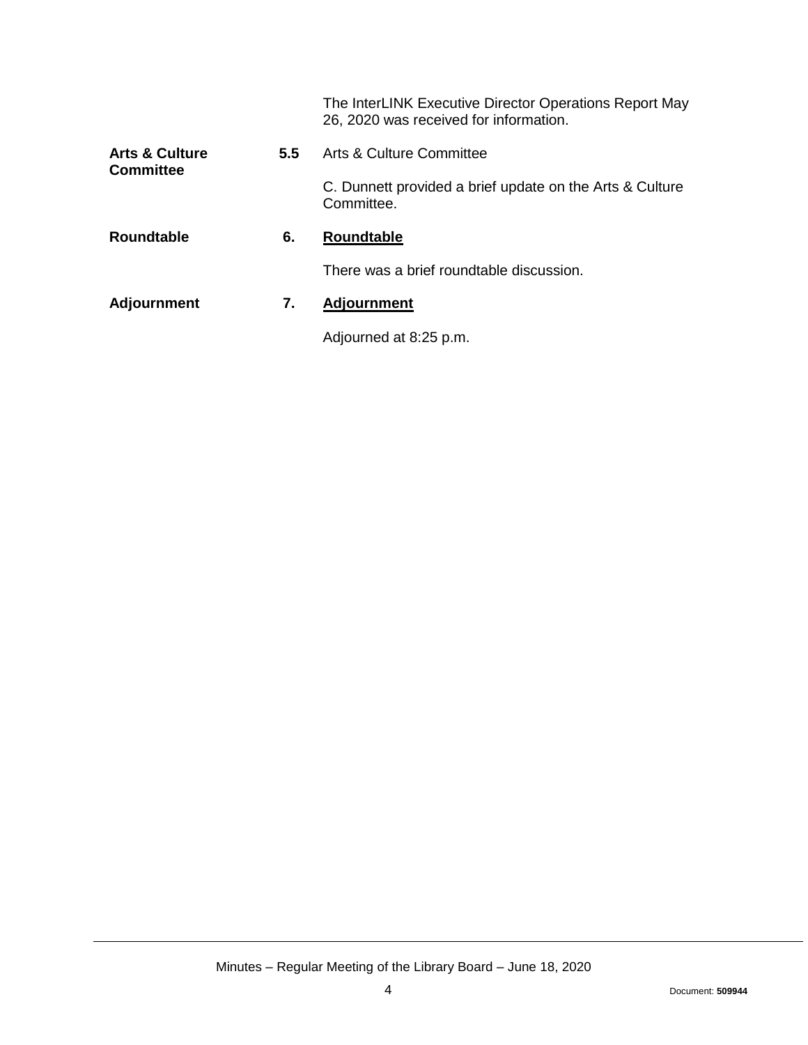The InterLINK Executive Director Operations Report May 26, 2020 was received for information.

**Arts & Culture Committee**

**5.5** Arts & Culture Committee

C. Dunnett provided a brief update on the Arts & Culture Committee.

**Roundtable**

**6. Roundtable**

There was a brief roundtable discussion.

**Adjournment**

**7. Adjournment**

Adjourned at 8:25 p.m.